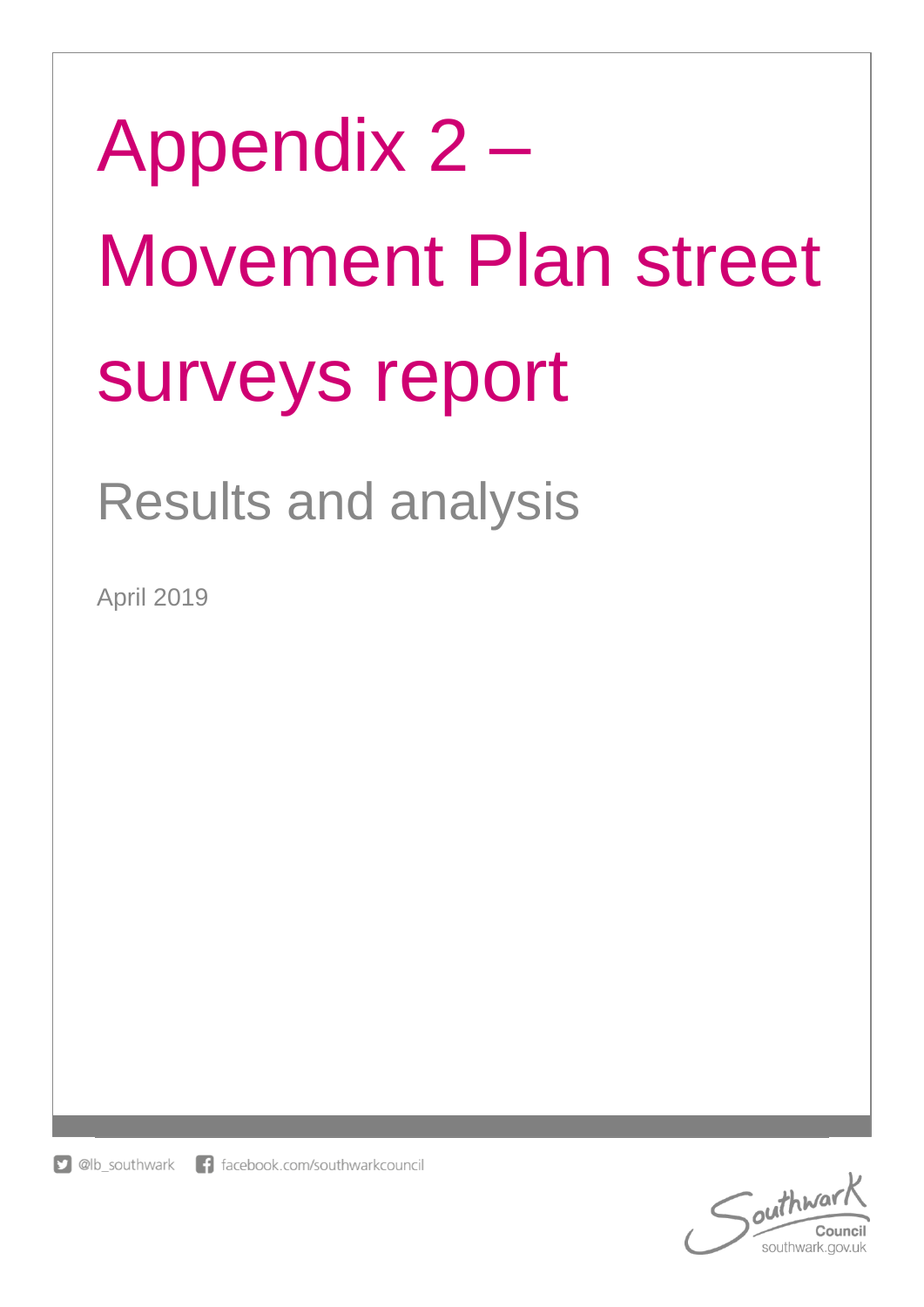# Appendix 2 – Movement Plan street surveys report

## Results and analysis

April 2019

@lb_southwark facebook.com/southwarkcouncil

Southwark Council
southwark.gov.uk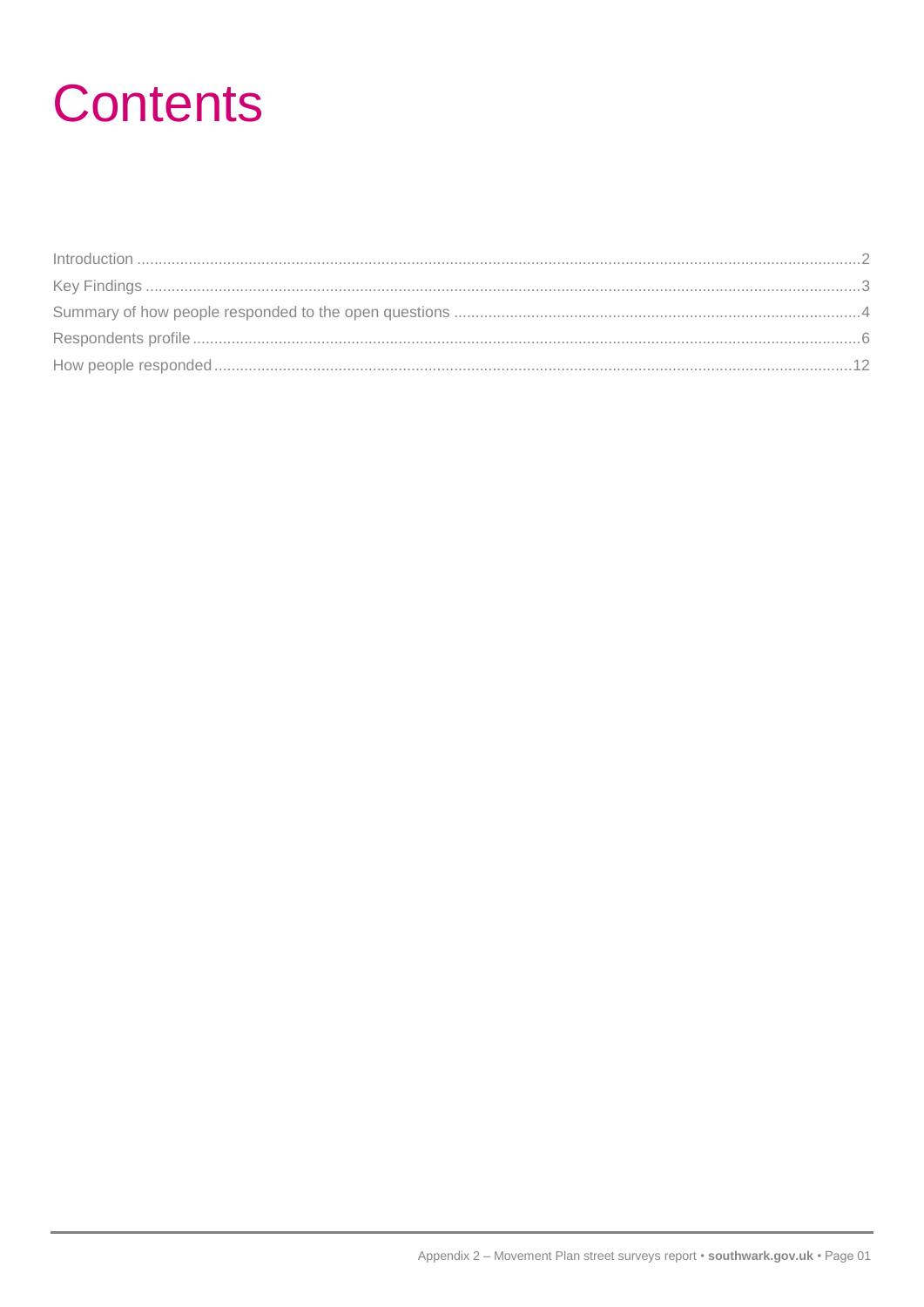# Contents

Introduction ..... 2
Key Findings ..... 3
Summary of how people responded to the open questions ..... 4
Respondents profile ..... 6
How people responded ..... 12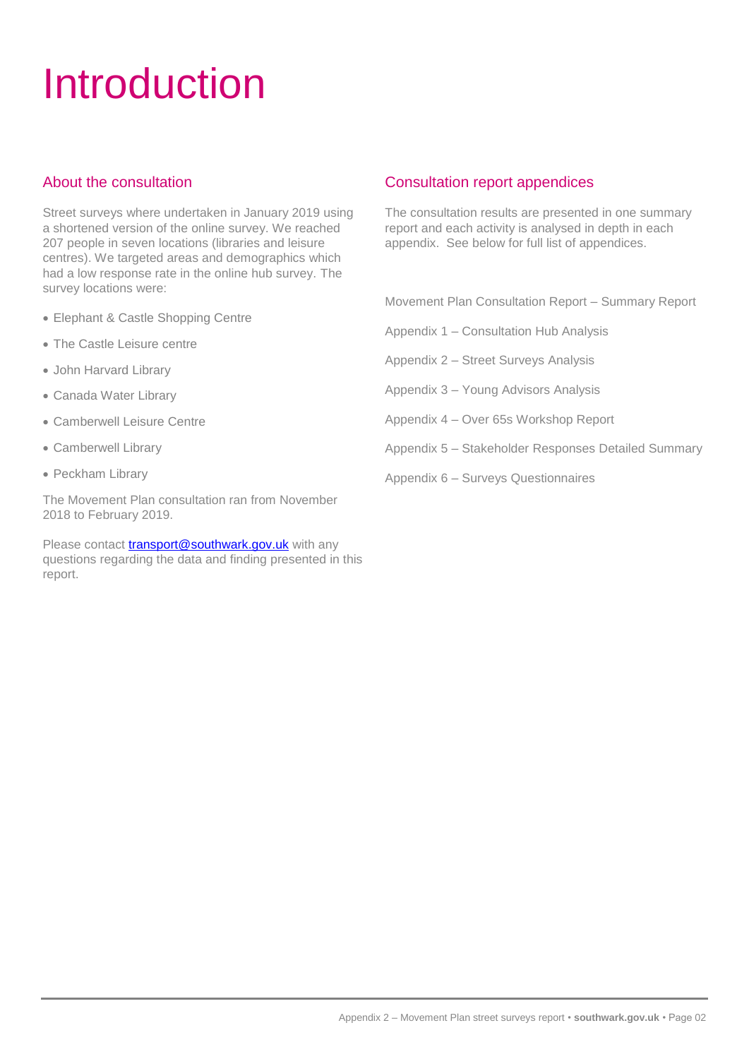# Introduction

## About the consultation

Street surveys where undertaken in January 2019 using a shortened version of the online survey. We reached 207 people in seven locations (libraries and leisure centres). We targeted areas and demographics which had a low response rate in the online hub survey. The survey locations were:

- Elephant & Castle Shopping Centre
- The Castle Leisure centre
- John Harvard Library
- Canada Water Library
- Camberwell Leisure Centre
- Camberwell Library
- Peckham Library

The Movement Plan consultation ran from November 2018 to February 2019.

Please contact [transport@southwark.gov.uk](mailto:transport@southwark.gov.uk) with any questions regarding the data and finding presented in this report.

## Consultation report appendices

The consultation results are presented in one summary report and each activity is analysed in depth in each appendix. See below for full list of appendices.

Movement Plan Consultation Report – Summary Report

Appendix 1 – Consultation Hub Analysis

Appendix 2 – Street Surveys Analysis

Appendix 3 – Young Advisors Analysis

Appendix 4 – Over 65s Workshop Report

Appendix 5 – Stakeholder Responses Detailed Summary

Appendix 6 – Surveys Questionnaires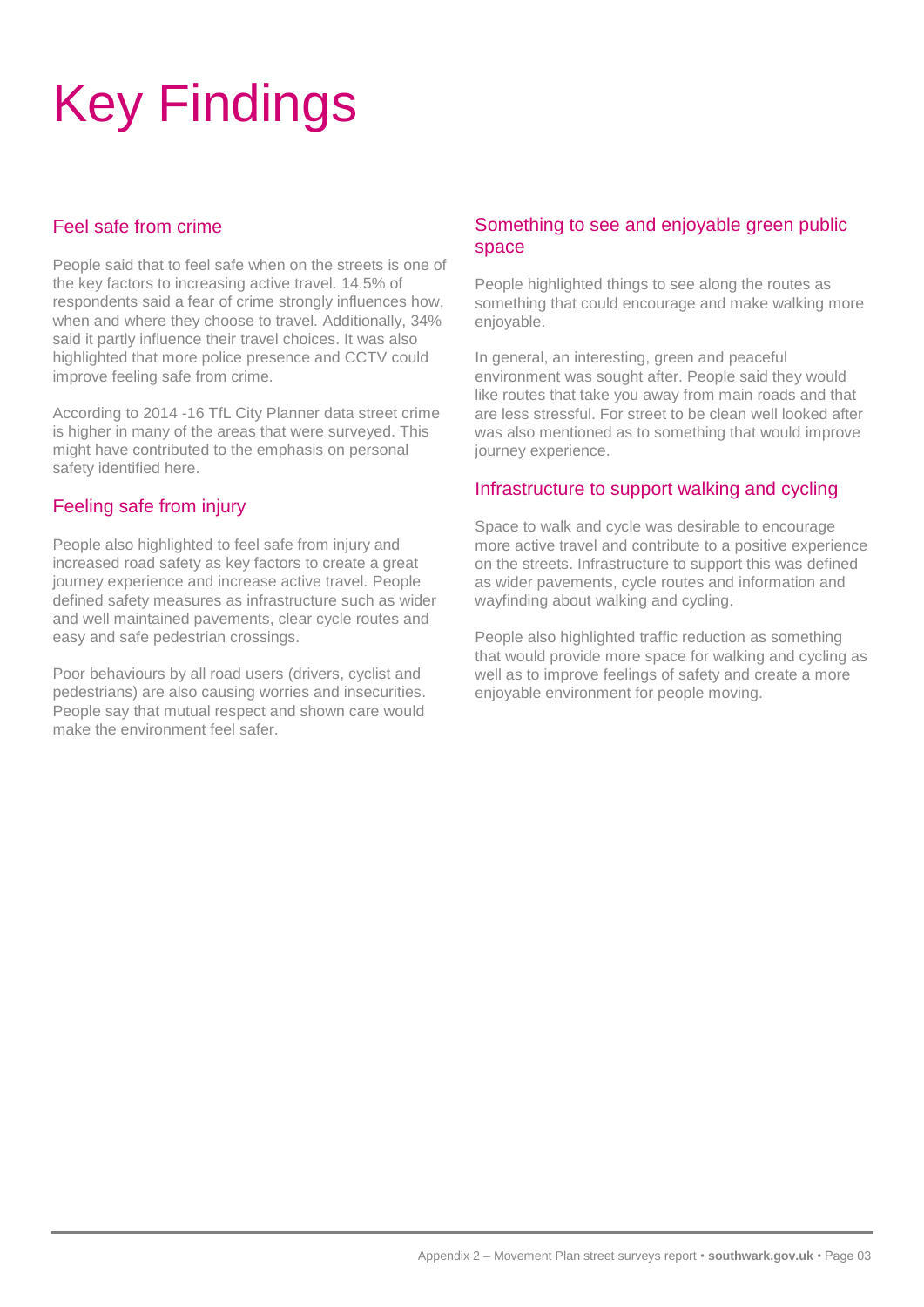# Key Findings

## Feel safe from crime

People said that to feel safe when on the streets is one of the key factors to increasing active travel. 14.5% of respondents said a fear of crime strongly influences how, when and where they choose to travel. Additionally, 34% said it partly influence their travel choices. It was also highlighted that more police presence and CCTV could improve feeling safe from crime.

According to 2014 -16 TfL City Planner data street crime is higher in many of the areas that were surveyed. This might have contributed to the emphasis on personal safety identified here.

## Feeling safe from injury

People also highlighted to feel safe from injury and increased road safety as key factors to create a great journey experience and increase active travel. People defined safety measures as infrastructure such as wider and well maintained pavements, clear cycle routes and easy and safe pedestrian crossings.

Poor behaviours by all road users (drivers, cyclist and pedestrians) are also causing worries and insecurities. People say that mutual respect and shown care would make the environment feel safer.

## Something to see and enjoyable green public space

People highlighted things to see along the routes as something that could encourage and make walking more enjoyable.

In general, an interesting, green and peaceful environment was sought after. People said they would like routes that take you away from main roads and that are less stressful. For street to be clean well looked after was also mentioned as to something that would improve journey experience.

## Infrastructure to support walking and cycling

Space to walk and cycle was desirable to encourage more active travel and contribute to a positive experience on the streets. Infrastructure to support this was defined as wider pavements, cycle routes and information and wayfinding about walking and cycling.

People also highlighted traffic reduction as something that would provide more space for walking and cycling as well as to improve feelings of safety and create a more enjoyable environment for people moving.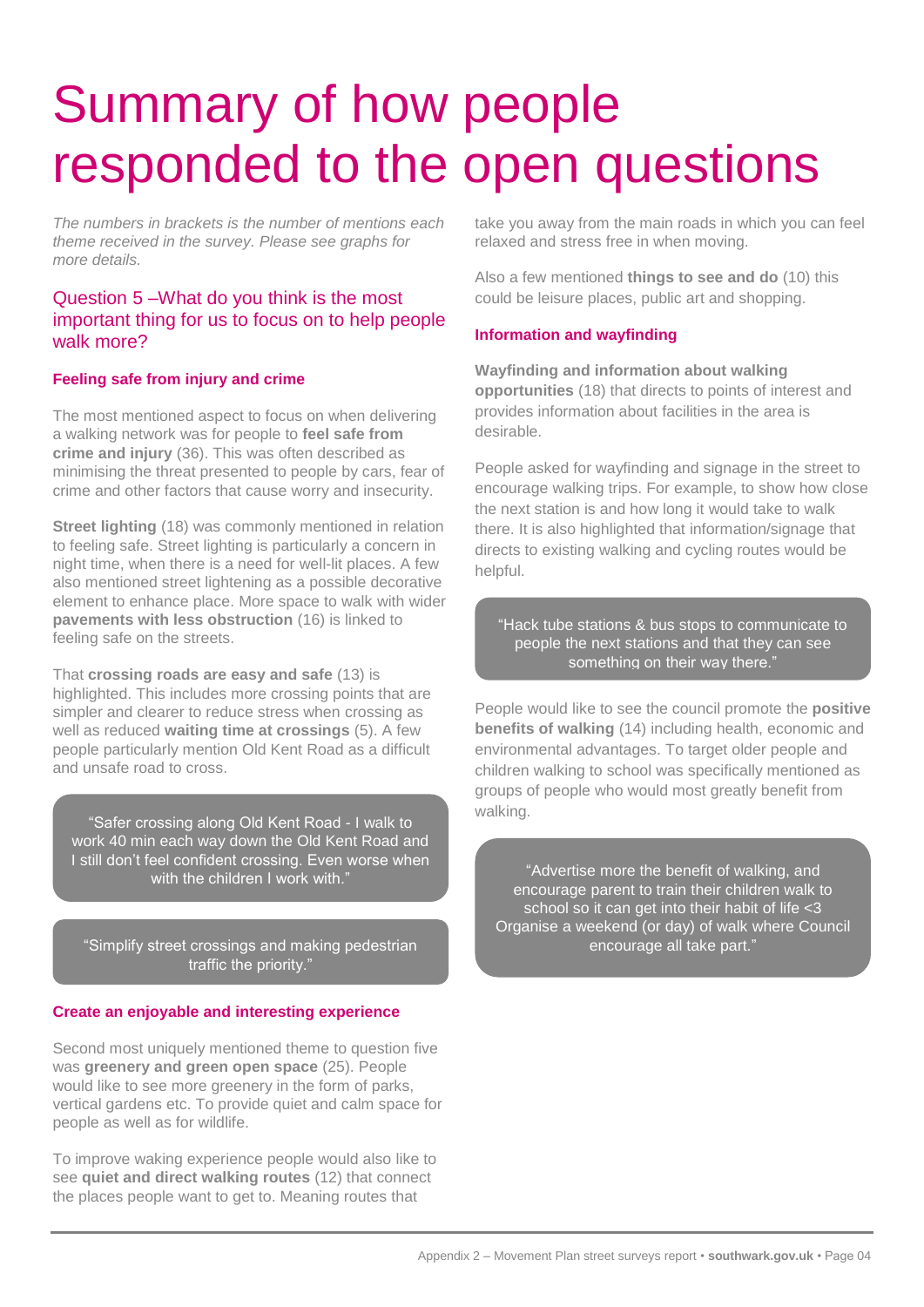# Summary of how people responded to the open questions

*The numbers in brackets is the number of mentions each theme received in the survey. Please see graphs for more details.*

## Question 5 –What do you think is the most important thing for us to focus on to help people walk more?

### Feeling safe from injury and crime

The most mentioned aspect to focus on when delivering a walking network was for people to **feel safe from crime and injury** (36). This was often described as minimising the threat presented to people by cars, fear of crime and other factors that cause worry and insecurity.

**Street lighting** (18) was commonly mentioned in relation to feeling safe. Street lighting is particularly a concern in night time, when there is a need for well-lit places. A few also mentioned street lightening as a possible decorative element to enhance place. More space to walk with wider **pavements with less obstruction** (16) is linked to feeling safe on the streets.

That **crossing roads are easy and safe** (13) is highlighted. This includes more crossing points that are simpler and clearer to reduce stress when crossing as well as reduced **waiting time at crossings** (5). A few people particularly mention Old Kent Road as a difficult and unsafe road to cross.

> "Safer crossing along Old Kent Road - I walk to work 40 min each way down the Old Kent Road and I still don't feel confident crossing. Even worse when with the children I work with."

> "Simplify street crossings and making pedestrian traffic the priority."

### Create an enjoyable and interesting experience

Second most uniquely mentioned theme to question five was **greenery and green open space** (25). People would like to see more greenery in the form of parks, vertical gardens etc. To provide quiet and calm space for people as well as for wildlife.

To improve waking experience people would also like to see **quiet and direct walking routes** (12) that connect the places people want to get to. Meaning routes that take you away from the main roads in which you can feel relaxed and stress free in when moving.

Also a few mentioned **things to see and do** (10) this could be leisure places, public art and shopping.

### Information and wayfinding

**Wayfinding and information about walking opportunities** (18) that directs to points of interest and provides information about facilities in the area is desirable.

People asked for wayfinding and signage in the street to encourage walking trips. For example, to show how close the next station is and how long it would take to walk there. It is also highlighted that information/signage that directs to existing walking and cycling routes would be helpful.

> "Hack tube stations & bus stops to communicate to people the next stations and that they can see something on their way there."

People would like to see the council promote the **positive benefits of walking** (14) including health, economic and environmental advantages. To target older people and children walking to school was specifically mentioned as groups of people who would most greatly benefit from walking.

> "Advertise more the benefit of walking, and encourage parent to train their children walk to school so it can get into their habit of life <3 Organise a weekend (or day) of walk where Council encourage all take part."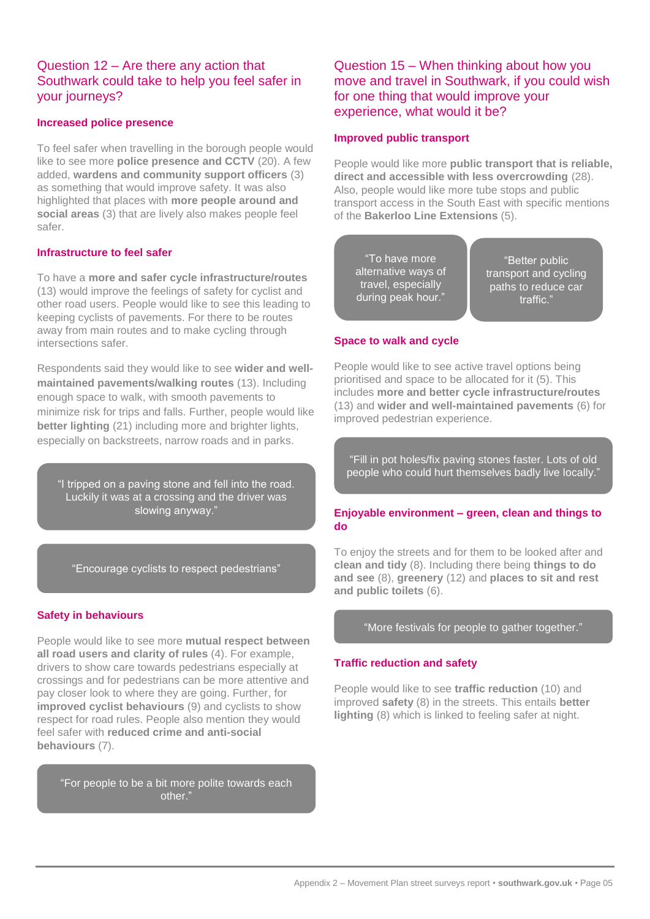## Question 12 – Are there any action that Southwark could take to help you feel safer in your journeys?

### Increased police presence

To feel safer when travelling in the borough people would like to see more **police presence and CCTV** (20). A few added, **wardens and community support officers** (3) as something that would improve safety. It was also highlighted that places with **more people around and social areas** (3) that are lively also makes people feel safer.

### Infrastructure to feel safer

To have a **more and safer cycle infrastructure/routes** (13) would improve the feelings of safety for cyclist and other road users. People would like to see this leading to keeping cyclists of pavements. For there to be routes away from main routes and to make cycling through intersections safer.

Respondents said they would like to see **wider and well-maintained pavements/walking routes** (13). Including enough space to walk, with smooth pavements to minimize risk for trips and falls. Further, people would like **better lighting** (21) including more and brighter lights, especially on backstreets, narrow roads and in parks.

> "I tripped on a paving stone and fell into the road. Luckily it was at a crossing and the driver was slowing anyway."

> "Encourage cyclists to respect pedestrians"

### Safety in behaviours

People would like to see more **mutual respect between all road users and clarity of rules** (4). For example, drivers to show care towards pedestrians especially at crossings and for pedestrians can be more attentive and pay closer look to where they are going. Further, for **improved cyclist behaviours** (9) and cyclists to show respect for road rules. People also mention they would feel safer with **reduced crime and anti-social behaviours** (7).

> "For people to be a bit more polite towards each other."

## Question 15 – When thinking about how you move and travel in Southwark, if you could wish for one thing that would improve your experience, what would it be?

### Improved public transport

People would like more **public transport that is reliable, direct and accessible with less overcrowding** (28). Also, people would like more tube stops and public transport access in the South East with specific mentions of the **Bakerloo Line Extensions** (5).

> "To have more alternative ways of travel, especially during peak hour."

> "Better public transport and cycling paths to reduce car traffic."

### Space to walk and cycle

People would like to see active travel options being prioritised and space to be allocated for it (5). This includes **more and better cycle infrastructure/routes** (13) and **wider and well-maintained pavements** (6) for improved pedestrian experience.

> "Fill in pot holes/fix paving stones faster. Lots of old people who could hurt themselves badly live locally."

### Enjoyable environment – green, clean and things to do

To enjoy the streets and for them to be looked after and **clean and tidy** (8). Including there being **things to do and see** (8), **greenery** (12) and **places to sit and rest and public toilets** (6).

> "More festivals for people to gather together."

### Traffic reduction and safety

People would like to see **traffic reduction** (10) and improved **safety** (8) in the streets. This entails **better lighting** (8) which is linked to feeling safer at night.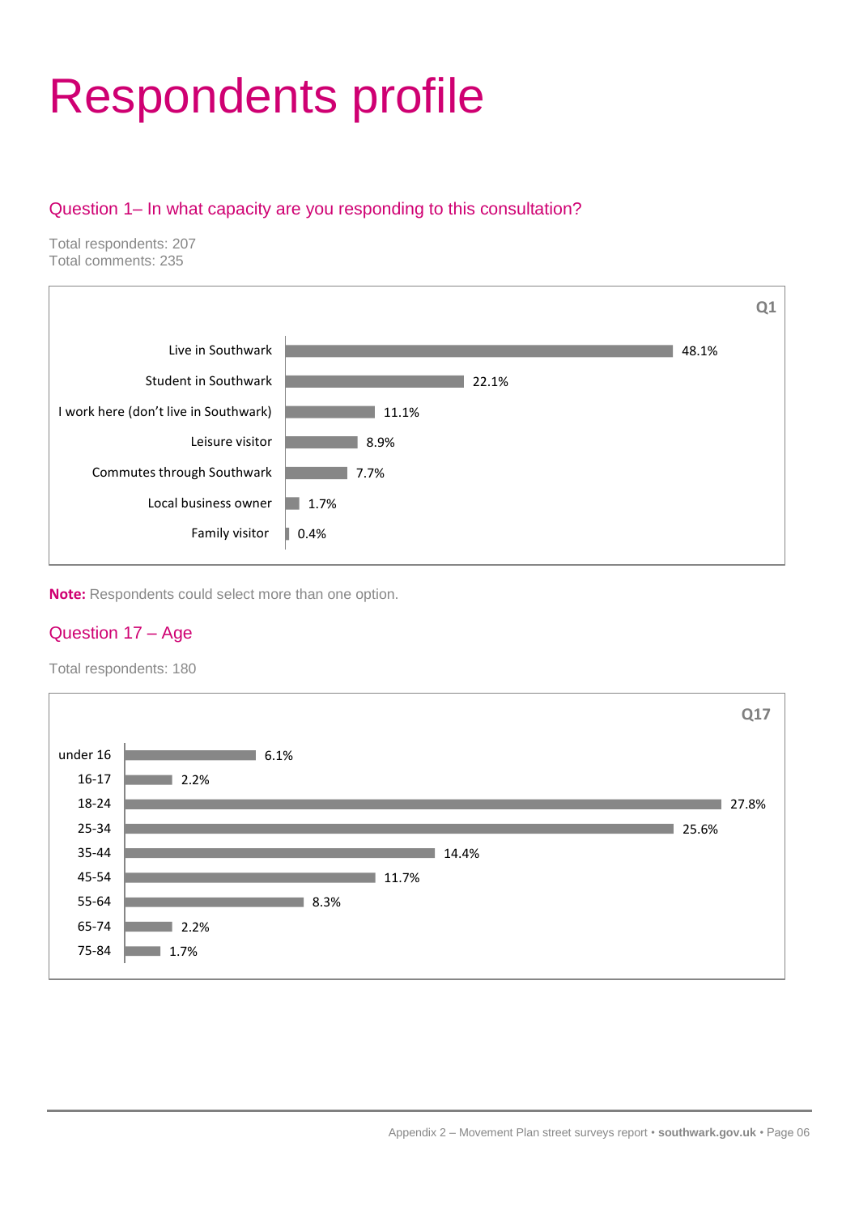# Respondents profile

## Question 1– In what capacity are you responding to this consultation?

Total respondents: 207
Total comments: 235

**Q1**

| Capacity | % |
|---|---|
| Live in Southwark | 48.1% |
| Student in Southwark | 22.1% |
| I work here (don't live in Southwark) | 11.1% |
| Leisure visitor | 8.9% |
| Commutes through Southwark | 7.7% |
| Local business owner | 1.7% |
| Family visitor | 0.4% |

**Note:** Respondents could select more than one option.

## Question 17 – Age

Total respondents: 180

**Q17**

| Age | % |
|---|---|
| under 16 | 6.1% |
| 16-17 | 2.2% |
| 18-24 | 27.8% |
| 25-34 | 25.6% |
| 35-44 | 14.4% |
| 45-54 | 11.7% |
| 55-64 | 8.3% |
| 65-74 | 2.2% |
| 75-84 | 1.7% |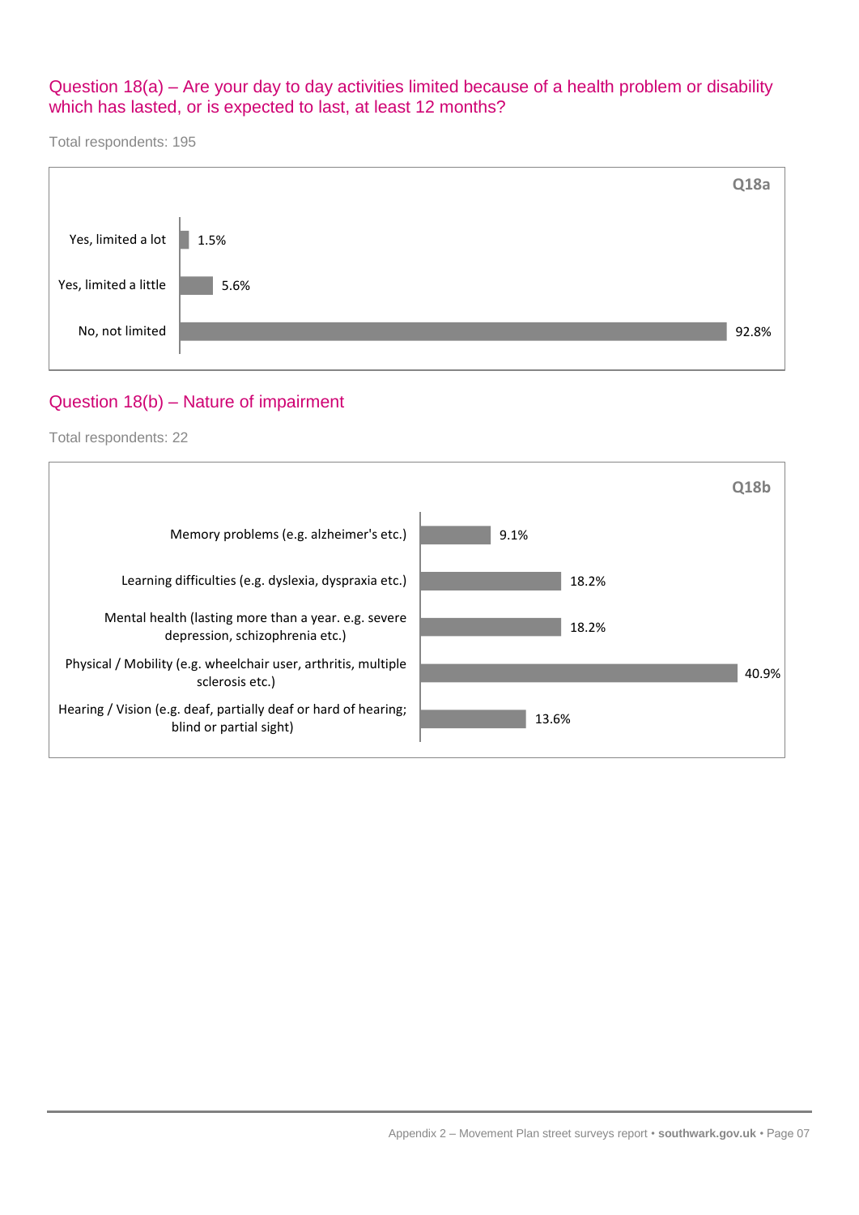## Question 18(a) – Are your day to day activities limited because of a health problem or disability which has lasted, or is expected to last, at least 12 months?

Total respondents: 195

**Q18a**

| Response | % |
|---|---|
| Yes, limited a lot | 1.5% |
| Yes, limited a little | 5.6% |
| No, not limited | 92.8% |

## Question 18(b) – Nature of impairment

Total respondents: 22

**Q18b**

| Response | % |
|---|---|
| Memory problems (e.g. alzheimer's etc.) | 9.1% |
| Learning difficulties (e.g. dyslexia, dyspraxia etc.) | 18.2% |
| Mental health (lasting more than a year. e.g. severe depression, schizophrenia etc.) | 18.2% |
| Physical / Mobility (e.g. wheelchair user, arthritis, multiple sclerosis etc.) | 40.9% |
| Hearing / Vision (e.g. deaf, partially deaf or hard of hearing; blind or partial sight) | 13.6% |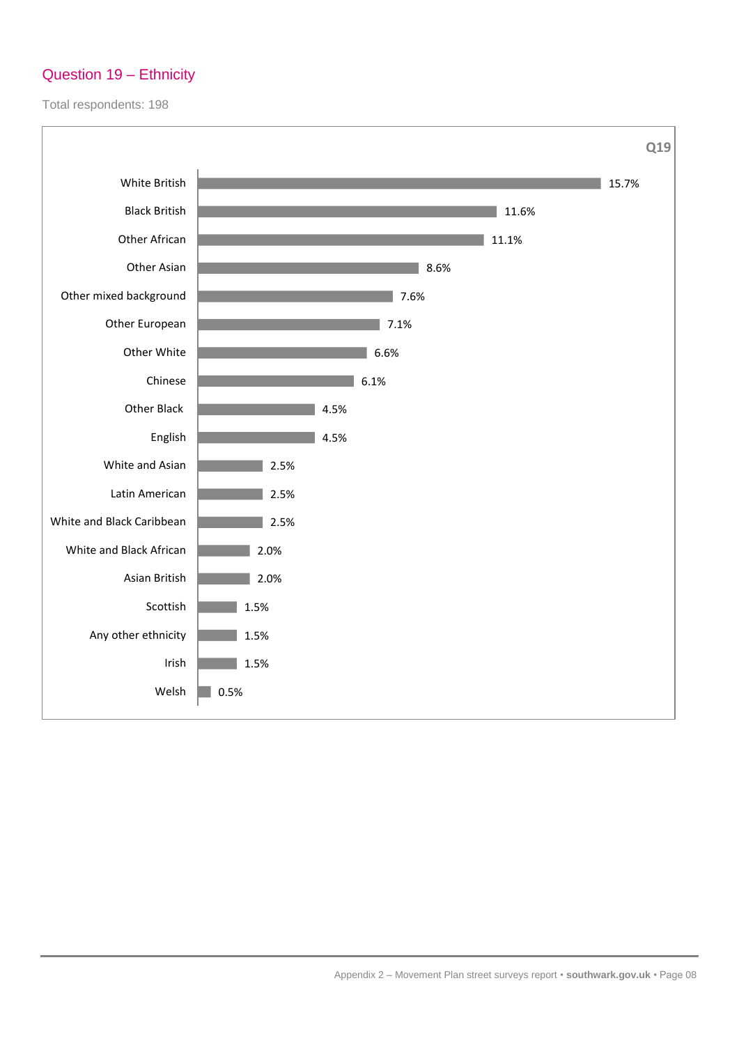## Question 19 – Ethnicity

Total respondents: 198

**Q19**

| Ethnicity | % |
|---|---|
| White British | 15.7% |
| Black British | 11.6% |
| Other African | 11.1% |
| Other Asian | 8.6% |
| Other mixed background | 7.6% |
| Other European | 7.1% |
| Other White | 6.6% |
| Chinese | 6.1% |
| Other Black | 4.5% |
| English | 4.5% |
| White and Asian | 2.5% |
| Latin American | 2.5% |
| White and Black Caribbean | 2.5% |
| White and Black African | 2.0% |
| Asian British | 2.0% |
| Scottish | 1.5% |
| Any other ethnicity | 1.5% |
| Irish | 1.5% |
| Welsh | 0.5% |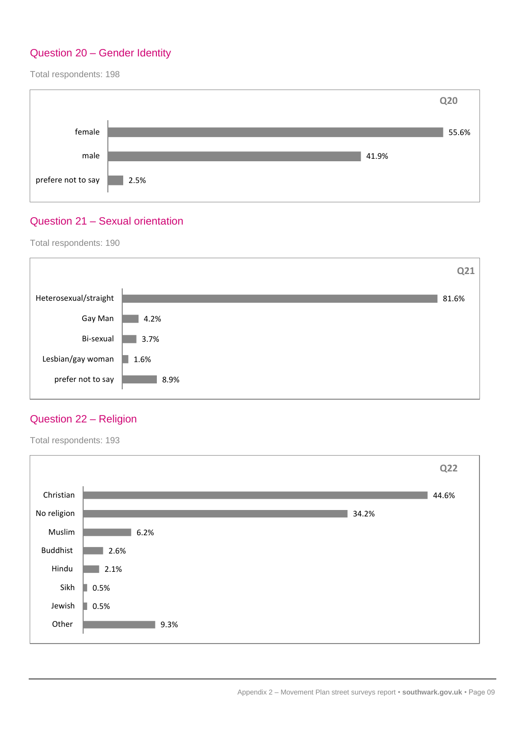## Question 20 – Gender Identity

Total respondents: 198

**Q20**

| Response | Percentage |
| --- | --- |
| female | 55.6% |
| male | 41.9% |
| prefere not to say | 2.5% |

## Question 21 – Sexual orientation

Total respondents: 190

**Q21**

| Response | Percentage |
| --- | --- |
| Heterosexual/straight | 81.6% |
| Gay Man | 4.2% |
| Bi-sexual | 3.7% |
| Lesbian/gay woman | 1.6% |
| prefer not to say | 8.9% |

## Question 22 – Religion

Total respondents: 193

**Q22**

| Response | Percentage |
| --- | --- |
| Christian | 44.6% |
| No religion | 34.2% |
| Muslim | 6.2% |
| Buddhist | 2.6% |
| Hindu | 2.1% |
| Sikh | 0.5% |
| Jewish | 0.5% |
| Other | 9.3% |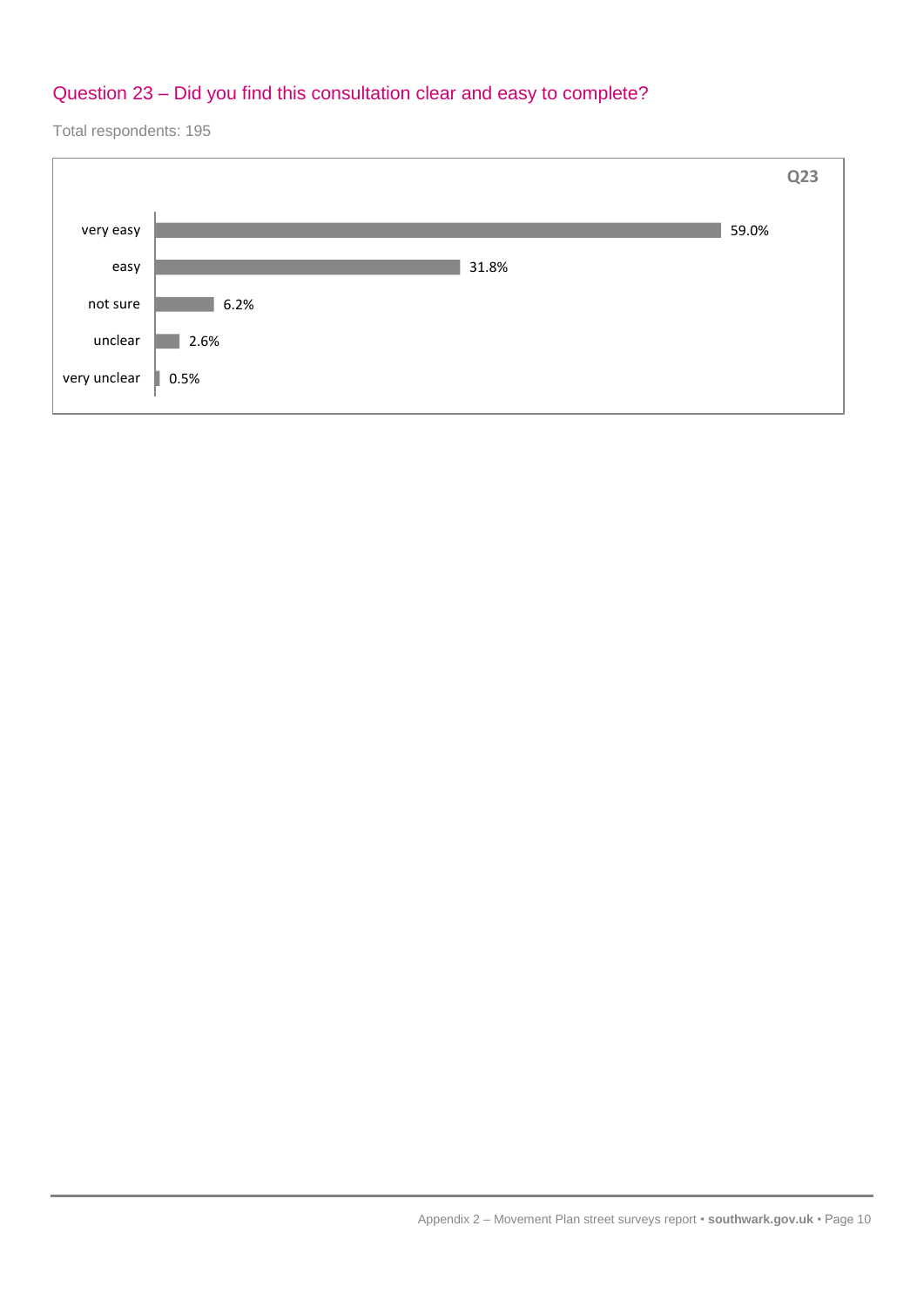## Question 23 – Did you find this consultation clear and easy to complete?

Total respondents: 195

**Q23**

| Response | Percentage |
|---|---|
| very easy | 59.0% |
| easy | 31.8% |
| not sure | 6.2% |
| unclear | 2.6% |
| very unclear | 0.5% |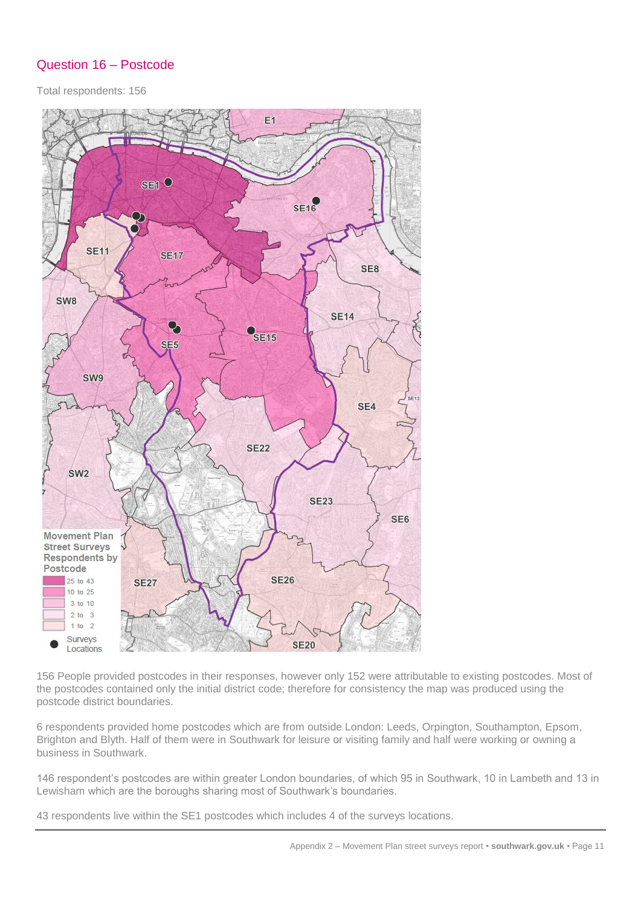## Question 16 – Postcode

Total respondents: 156

156 People provided postcodes in their responses, however only 152 were attributable to existing postcodes. Most of the postcodes contained only the initial district code; therefore for consistency the map was produced using the postcode district boundaries.

6 respondents provided home postcodes which are from outside London: Leeds, Orpington, Southampton, Epsom, Brighton and Blyth. Half of them were in Southwark for leisure or visiting family and half were working or owning a business in Southwark.

146 respondent's postcodes are within greater London boundaries, of which 95 in Southwark, 10 in Lambeth and 13 in Lewisham which are the boroughs sharing most of Southwark's boundaries.

43 respondents live within the SE1 postcodes which includes 4 of the surveys locations.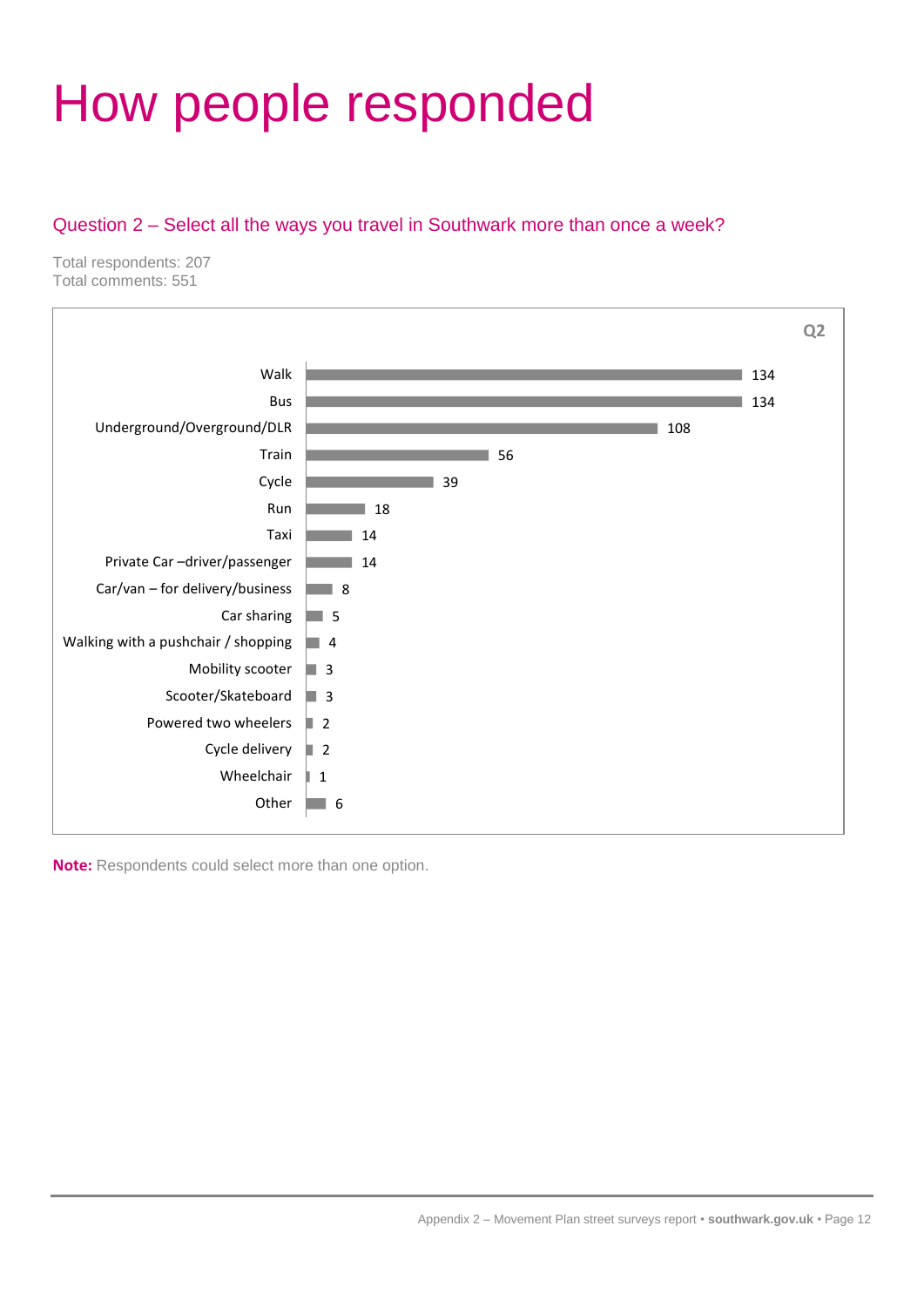# How people responded

## Question 2 – Select all the ways you travel in Southwark more than once a week?

Total respondents: 207
Total comments: 551

Q2

| Mode | Count |
| --- | --- |
| Walk | 134 |
| Bus | 134 |
| Underground/Overground/DLR | 108 |
| Train | 56 |
| Cycle | 39 |
| Run | 18 |
| Taxi | 14 |
| Private Car –driver/passenger | 14 |
| Car/van – for delivery/business | 8 |
| Car sharing | 5 |
| Walking with a pushchair / shopping | 4 |
| Mobility scooter | 3 |
| Scooter/Skateboard | 3 |
| Powered two wheelers | 2 |
| Cycle delivery | 2 |
| Wheelchair | 1 |
| Other | 6 |

**Note:** Respondents could select more than one option.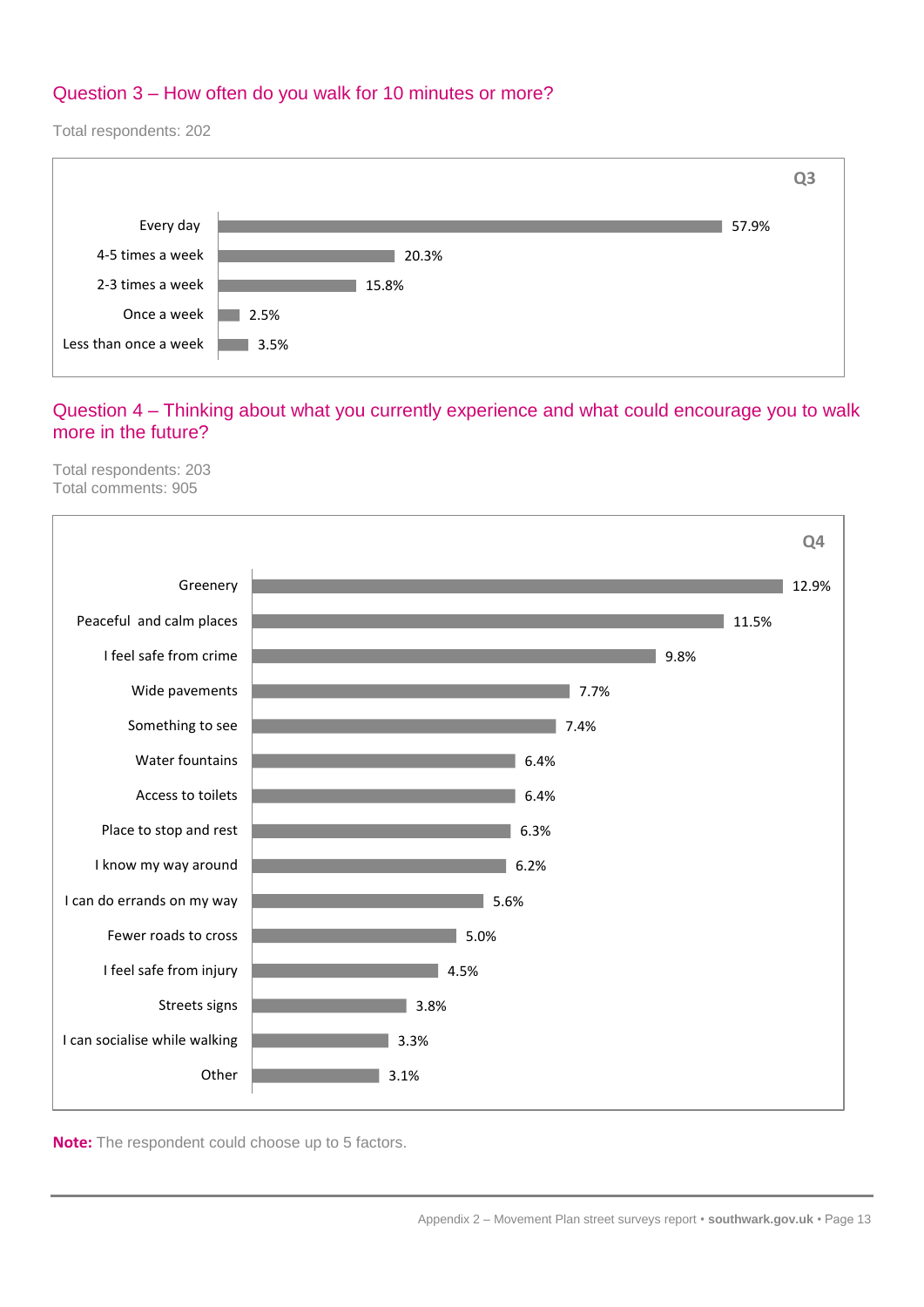## Question 3 – How often do you walk for 10 minutes or more?

Total respondents: 202

**Q3**

| Response | Percentage |
|---|---|
| Every day | 57.9% |
| 4-5 times a week | 20.3% |
| 2-3 times a week | 15.8% |
| Once a week | 2.5% |
| Less than once a week | 3.5% |

## Question 4 – Thinking about what you currently experience and what could encourage you to walk more in the future?

Total respondents: 203
Total comments: 905

**Q4**

| Factor | Percentage |
|---|---|
| Greenery | 12.9% |
| Peaceful and calm places | 11.5% |
| I feel safe from crime | 9.8% |
| Wide pavements | 7.7% |
| Something to see | 7.4% |
| Water fountains | 6.4% |
| Access to toilets | 6.4% |
| Place to stop and rest | 6.3% |
| I know my way around | 6.2% |
| I can do errands on my way | 5.6% |
| Fewer roads to cross | 5.0% |
| I feel safe from injury | 4.5% |
| Streets signs | 3.8% |
| I can socialise while walking | 3.3% |
| Other | 3.1% |

**Note:** The respondent could choose up to 5 factors.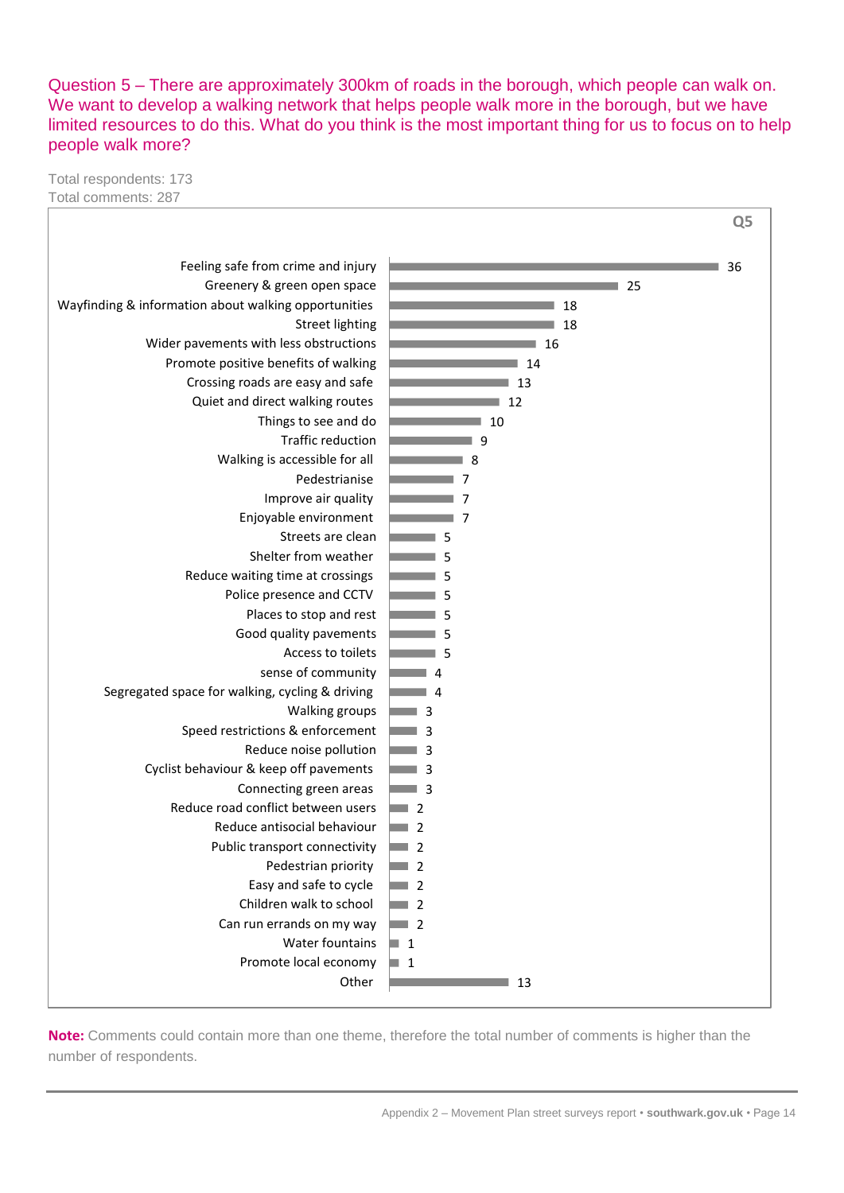Question 5 – There are approximately 300km of roads in the borough, which people can walk on. We want to develop a walking network that helps people walk more in the borough, but we have limited resources to do this. What do you think is the most important thing for us to focus on to help people walk more?

Total respondents: 173
Total comments: 287

**Q5**

| Theme | Comments |
| --- | --- |
| Feeling safe from crime and injury | 36 |
| Greenery & green open space | 25 |
| Wayfinding & information about walking opportunities | 18 |
| Street lighting | 18 |
| Wider pavements with less obstructions | 16 |
| Promote positive benefits of walking | 14 |
| Crossing roads are easy and safe | 13 |
| Quiet and direct walking routes | 12 |
| Things to see and do | 10 |
| Traffic reduction | 9 |
| Walking is accessible for all | 8 |
| Pedestrianise | 7 |
| Improve air quality | 7 |
| Enjoyable environment | 7 |
| Streets are clean | 5 |
| Shelter from weather | 5 |
| Reduce waiting time at crossings | 5 |
| Police presence and CCTV | 5 |
| Places to stop and rest | 5 |
| Good quality pavements | 5 |
| Access to toilets | 5 |
| sense of community | 4 |
| Segregated space for walking, cycling & driving | 4 |
| Walking groups | 3 |
| Speed restrictions & enforcement | 3 |
| Reduce noise pollution | 3 |
| Cyclist behaviour & keep off pavements | 3 |
| Connecting green areas | 3 |
| Reduce road conflict between users | 2 |
| Reduce antisocial behaviour | 2 |
| Public transport connectivity | 2 |
| Pedestrian priority | 2 |
| Easy and safe to cycle | 2 |
| Children walk to school | 2 |
| Can run errands on my way | 2 |
| Water fountains | 1 |
| Promote local economy | 1 |
| Other | 13 |

**Note:** Comments could contain more than one theme, therefore the total number of comments is higher than the number of respondents.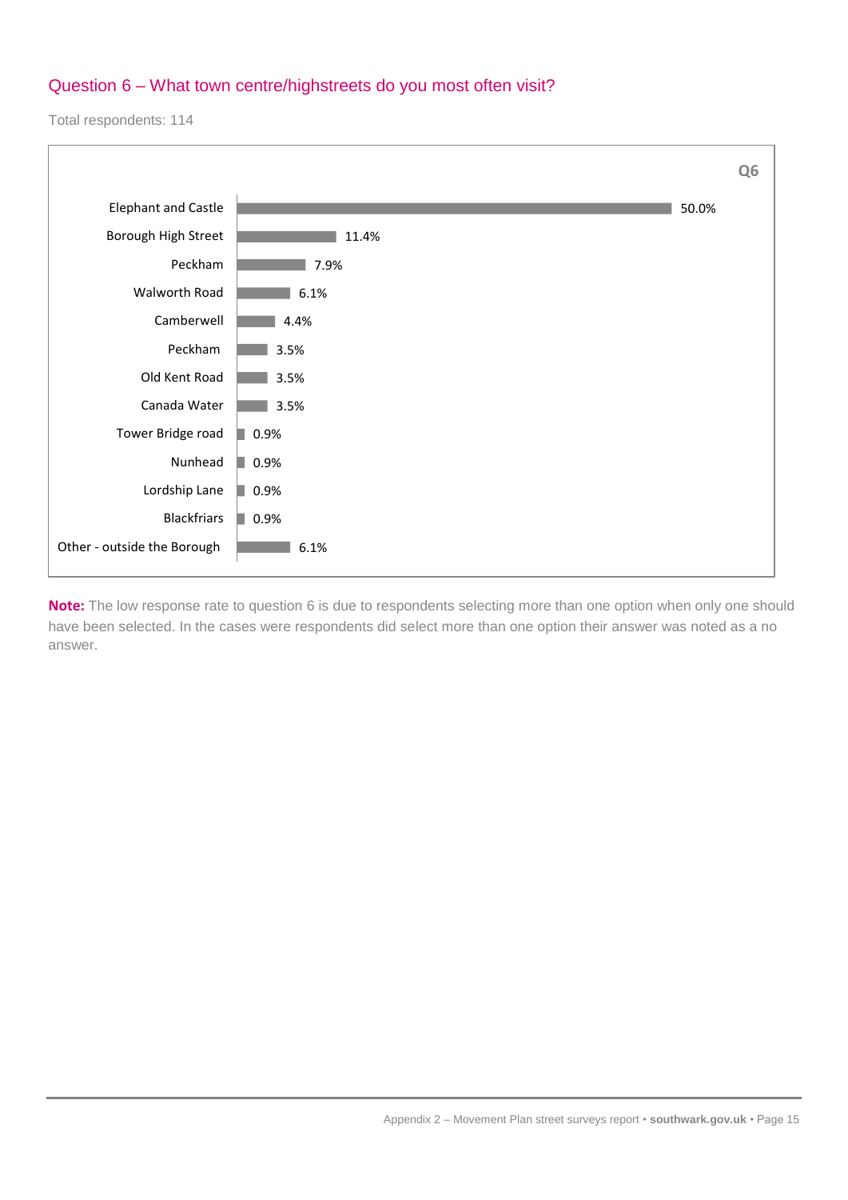## Question 6 – What town centre/highstreets do you most often visit?

Total respondents: 114

**Q6**

| Town centre/highstreet | % |
|---|---|
| Elephant and Castle | 50.0% |
| Borough High Street | 11.4% |
| Peckham | 7.9% |
| Walworth Road | 6.1% |
| Camberwell | 4.4% |
| Peckham | 3.5% |
| Old Kent Road | 3.5% |
| Canada Water | 3.5% |
| Tower Bridge road | 0.9% |
| Nunhead | 0.9% |
| Lordship Lane | 0.9% |
| Blackfriars | 0.9% |
| Other - outside the Borough | 6.1% |

**Note:** The low response rate to question 6 is due to respondents selecting more than one option when only one should have been selected. In the cases were respondents did select more than one option their answer was noted as a no answer.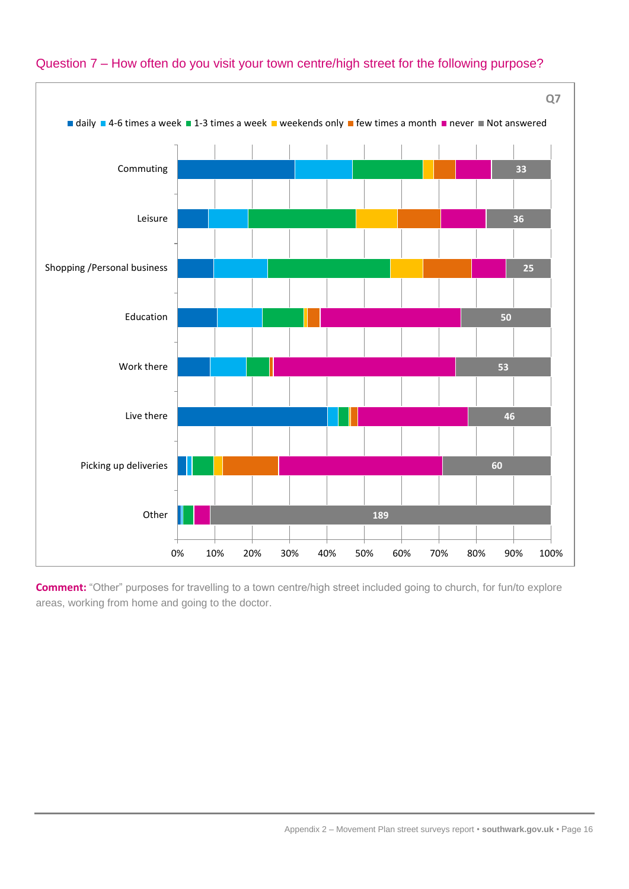## Question 7 – How often do you visit your town centre/high street for the following purpose?

Q7

■ daily ■ 4-6 times a week ■ 1-3 times a week ■ weekends only ■ few times a month ■ never ■ Not answered

| Purpose | Not answered |
|---|---|
| Commuting | 33 |
| Leisure | 36 |
| Shopping /Personal business | 25 |
| Education | 50 |
| Work there | 53 |
| Live there | 46 |
| Picking up deliveries | 60 |
| Other | 189 |

0% 10% 20% 30% 40% 50% 60% 70% 80% 90% 100%

**Comment:** "Other" purposes for travelling to a town centre/high street included going to church, for fun/to explore areas, working from home and going to the doctor.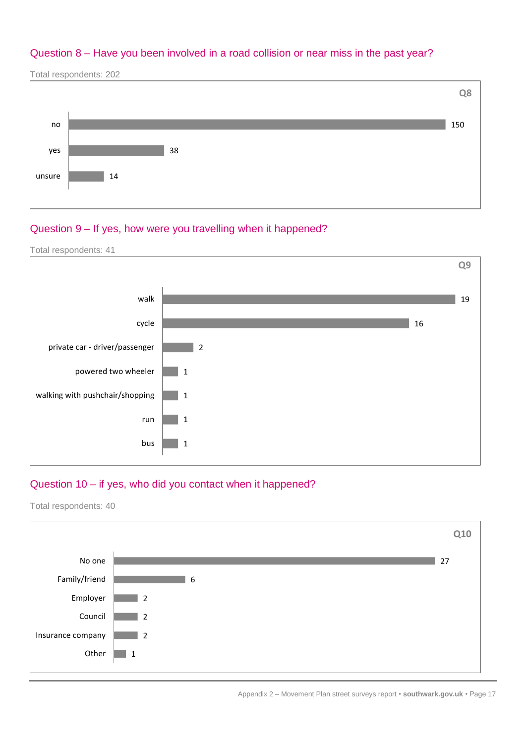## Question 8 – Have you been involved in a road collision or near miss in the past year?

Total respondents: 202

**Q8**

| Response | Count |
| --- | --- |
| no | 150 |
| yes | 38 |
| unsure | 14 |

## Question 9 – If yes, how were you travelling when it happened?

Total respondents: 41

**Q9**

| Response | Count |
| --- | --- |
| walk | 19 |
| cycle | 16 |
| private car - driver/passenger | 2 |
| powered two wheeler | 1 |
| walking with pushchair/shopping | 1 |
| run | 1 |
| bus | 1 |

## Question 10 – if yes, who did you contact when it happened?

Total respondents: 40

**Q10**

| Response | Count |
| --- | --- |
| No one | 27 |
| Family/friend | 6 |
| Employer | 2 |
| Council | 2 |
| Insurance company | 2 |
| Other | 1 |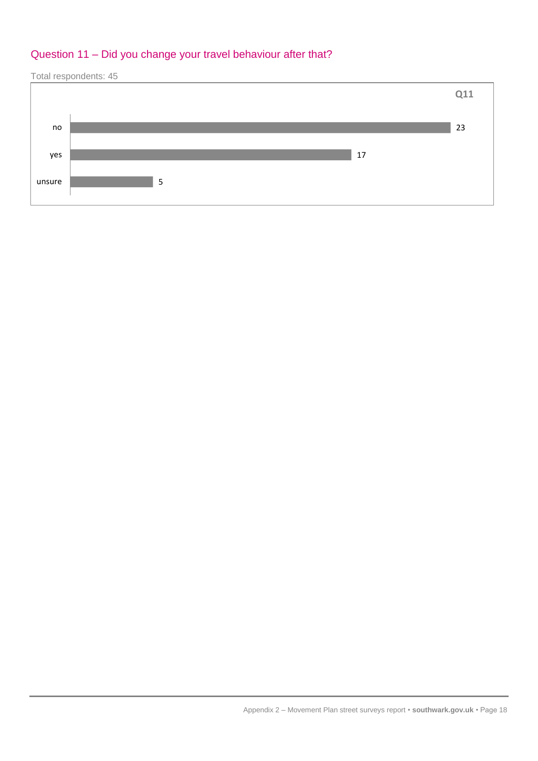## Question 11 – Did you change your travel behaviour after that?

Total respondents: 45

**Q11**

| Response | Count |
| --- | --- |
| no | 23 |
| yes | 17 |
| unsure | 5 |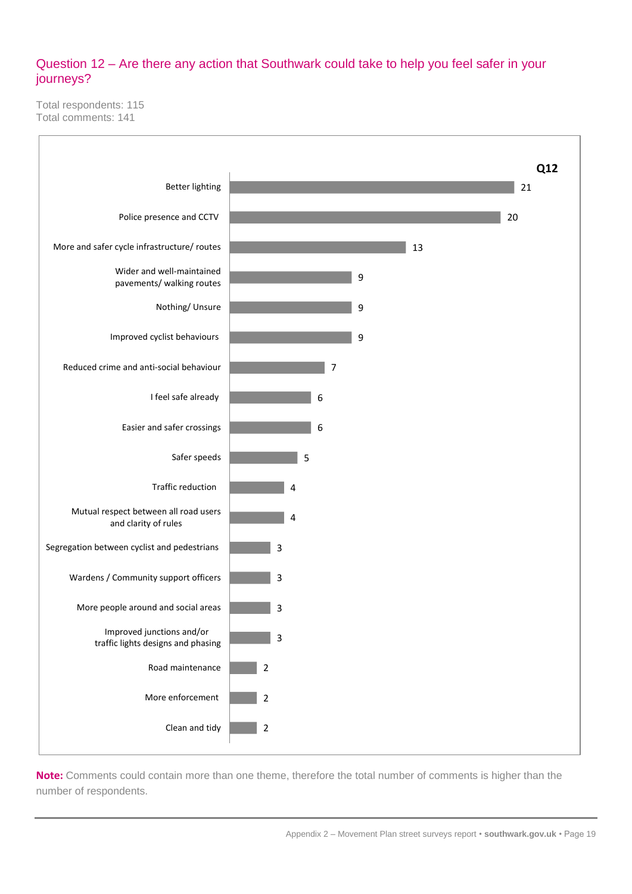## Question 12 – Are there any action that Southwark could take to help you feel safer in your journeys?

Total respondents: 115
Total comments: 141

**Q12**

| Theme | Count |
|---|---|
| Better lighting | 21 |
| Police presence and CCTV | 20 |
| More and safer cycle infrastructure/ routes | 13 |
| Wider and well-maintained pavements/ walking routes | 9 |
| Nothing/ Unsure | 9 |
| Improved cyclist behaviours | 9 |
| Reduced crime and anti-social behaviour | 7 |
| I feel safe already | 6 |
| Easier and safer crossings | 6 |
| Safer speeds | 5 |
| Traffic reduction | 4 |
| Mutual respect between all road users and clarity of rules | 4 |
| Segregation between cyclist and pedestrians | 3 |
| Wardens / Community support officers | 3 |
| More people around and social areas | 3 |
| Improved junctions and/or traffic lights designs and phasing | 3 |
| Road maintenance | 2 |
| More enforcement | 2 |
| Clean and tidy | 2 |

**Note:** Comments could contain more than one theme, therefore the total number of comments is higher than the number of respondents.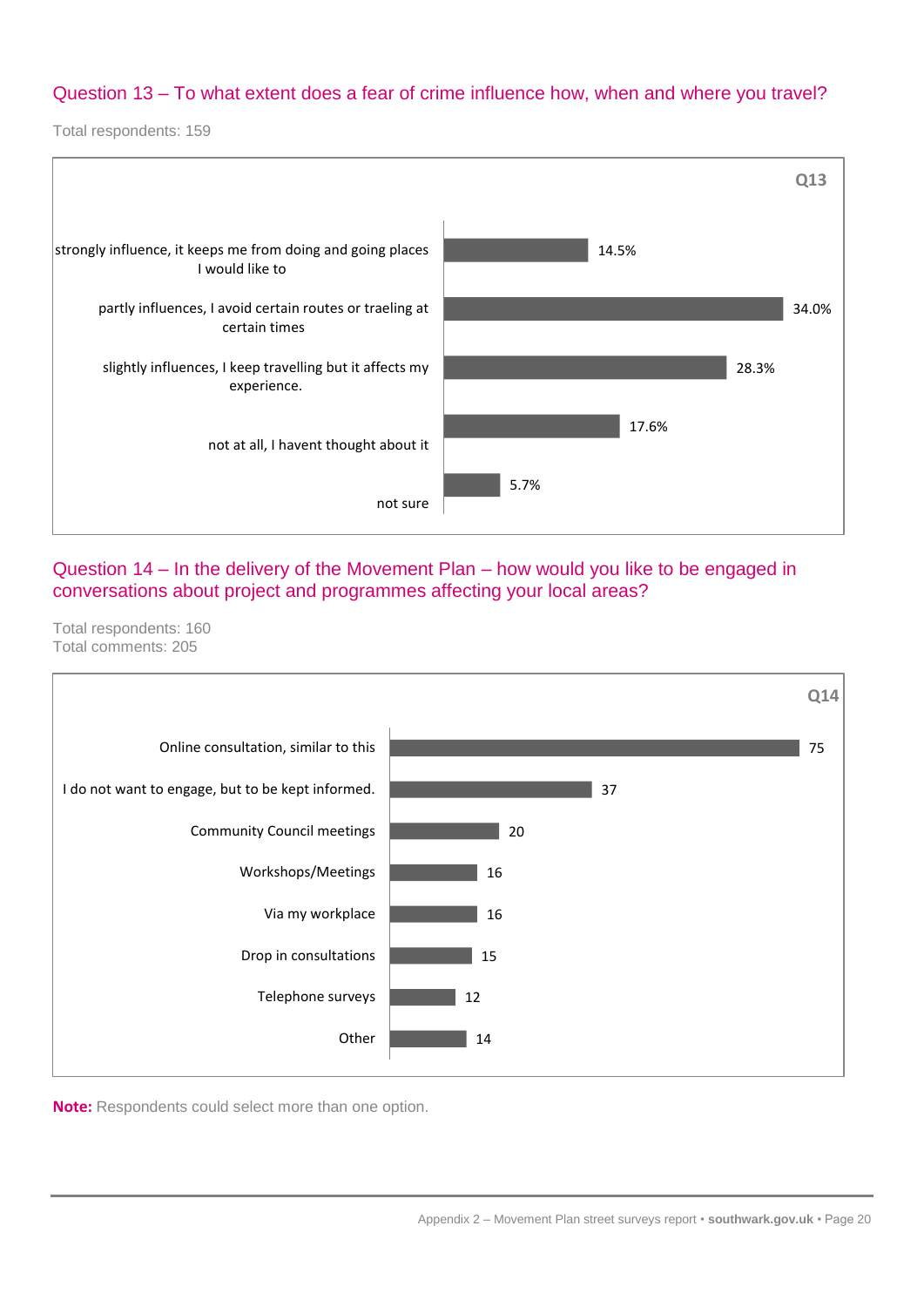## Question 13 – To what extent does a fear of crime influence how, when and where you travel?

Total respondents: 159

**Q13**

| Response | Percentage |
| --- | --- |
| strongly influence, it keeps me from doing and going places I would like to | 14.5% |
| partly influences, I avoid certain routes or traeling at certain times | 34.0% |
| slightly influences, I keep travelling but it affects my experience. | 28.3% |
| not at all, I havent thought about it | 17.6% |
| not sure | 5.7% |

## Question 14 – In the delivery of the Movement Plan – how would you like to be engaged in conversations about project and programmes affecting your local areas?

Total respondents: 160
Total comments: 205

**Q14**

| Response | Count |
| --- | --- |
| Online consultation, similar to this | 75 |
| I do not want to engage, but to be kept informed. | 37 |
| Community Council meetings | 20 |
| Workshops/Meetings | 16 |
| Via my workplace | 16 |
| Drop in consultations | 15 |
| Telephone surveys | 12 |
| Other | 14 |

**Note:** Respondents could select more than one option.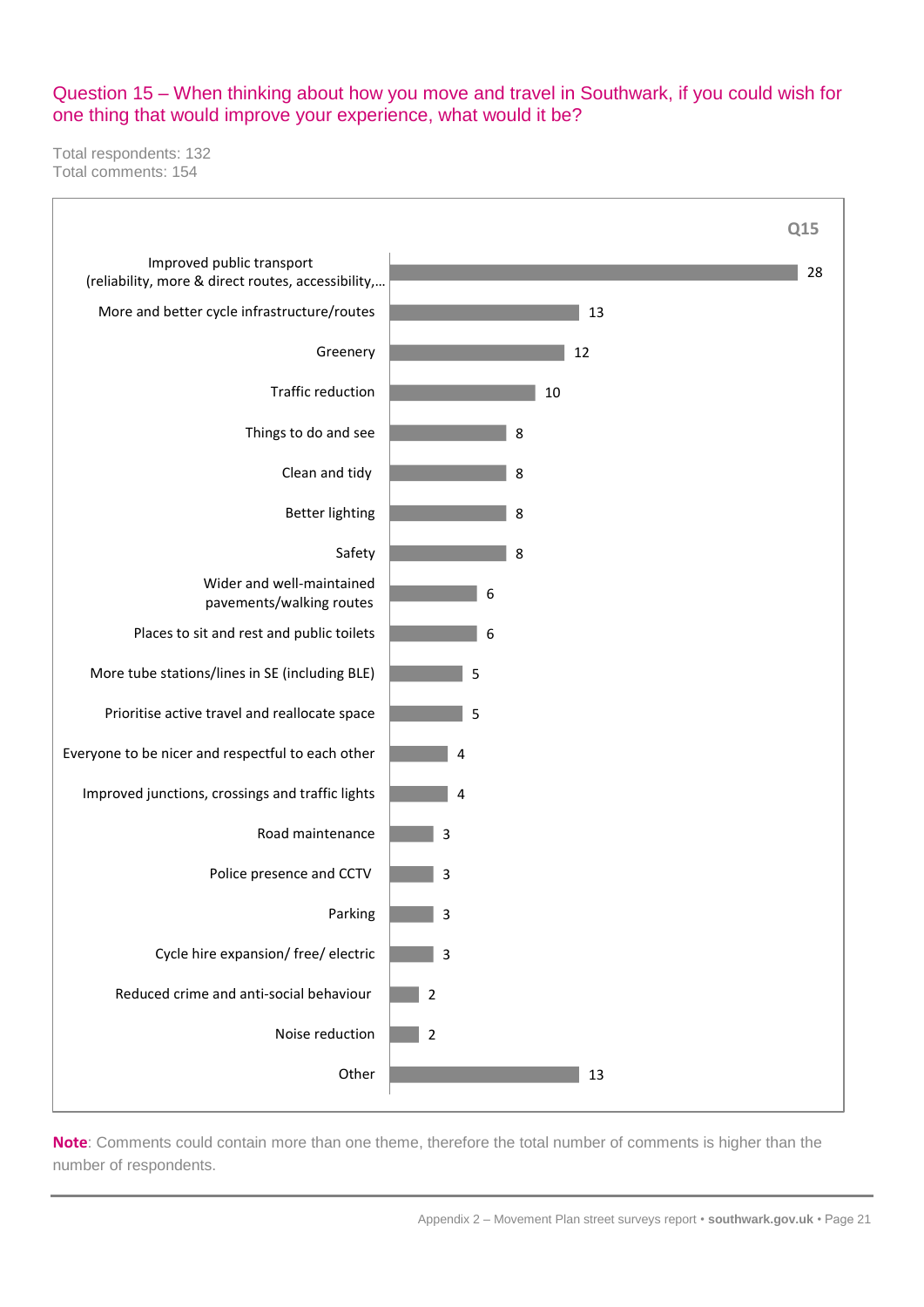## Question 15 – When thinking about how you move and travel in Southwark, if you could wish for one thing that would improve your experience, what would it be?

Total respondents: 132
Total comments: 154

**Q15**

| Theme | Comments |
|---|---|
| Improved public transport (reliability, more & direct routes, accessibility,… | 28 |
| More and better cycle infrastructure/routes | 13 |
| Greenery | 12 |
| Traffic reduction | 10 |
| Things to do and see | 8 |
| Clean and tidy | 8 |
| Better lighting | 8 |
| Safety | 8 |
| Wider and well-maintained pavements/walking routes | 6 |
| Places to sit and rest and public toilets | 6 |
| More tube stations/lines in SE (including BLE) | 5 |
| Prioritise active travel and reallocate space | 5 |
| Everyone to be nicer and respectful to each other | 4 |
| Improved junctions, crossings and traffic lights | 4 |
| Road maintenance | 3 |
| Police presence and CCTV | 3 |
| Parking | 3 |
| Cycle hire expansion/ free/ electric | 3 |
| Reduced crime and anti-social behaviour | 2 |
| Noise reduction | 2 |
| Other | 13 |

**Note**: Comments could contain more than one theme, therefore the total number of comments is higher than the number of respondents.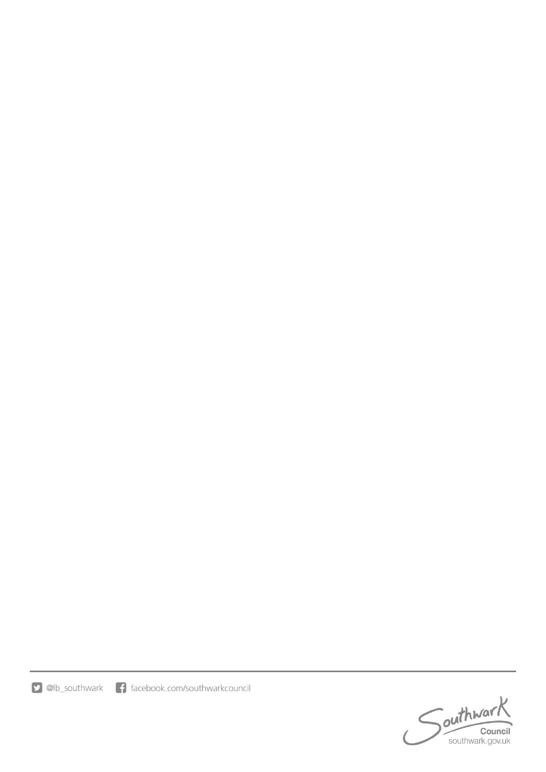@lb_southwark facebook.com/southwarkcouncil

Southwark Council
southwark.gov.uk